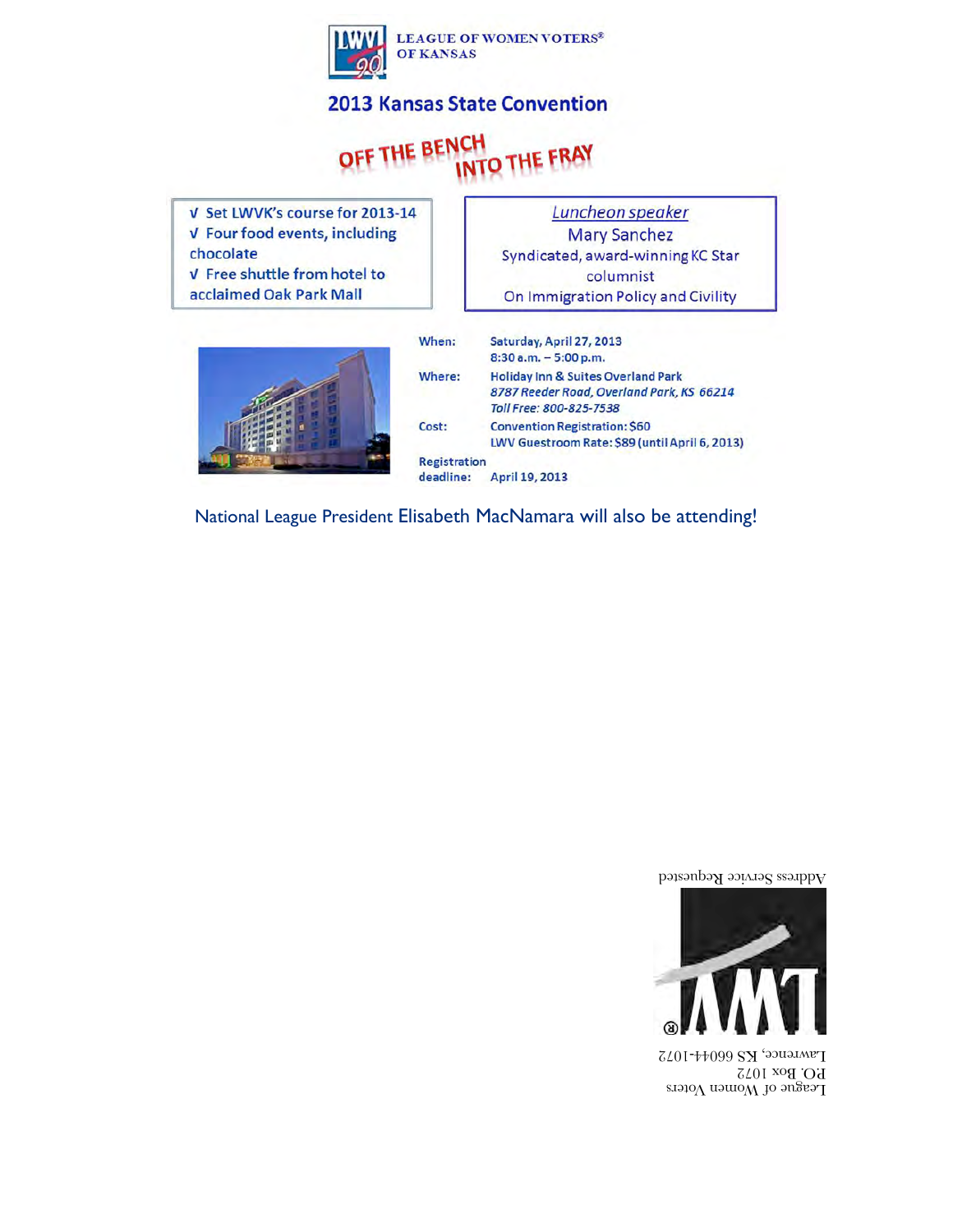LEAGUE OF WOMEN VOTERS®
OF KANSAS

## 2013 Kansas State Convention

# OFF THE BENCH INTO THE FRAY

- √ Set LWVK's course for 2013-14
- √ Four food events, including chocolate
- √ Free shuttle from hotel to acclaimed Oak Park Mall

*Luncheon speaker*
Mary Sanchez
Syndicated, award-winning KC Star columnist
On Immigration Policy and Civility

**When:** Saturday, April 27, 2013
8:30 a.m. – 5:00 p.m.

**Where:** Holiday Inn & Suites Overland Park
*8787 Reeder Road, Overland Park, KS 66214*
*Toll Free: 800-825-7538*

**Cost:** Convention Registration: $60
LWV Guestroom Rate: $89 (until April 6, 2013)

**Registration deadline:** April 19, 2013

National League President Elisabeth MacNamara will also be attending!

Address Service Requested

League of Women Voters
P.O. Box 1072
Lawrence, KS 66044-1072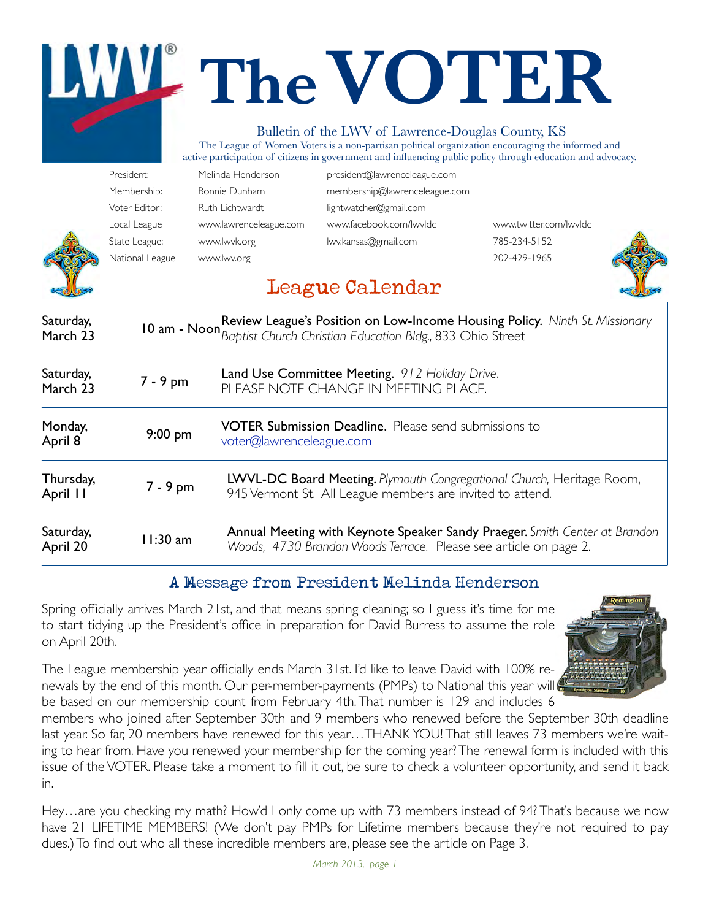# The VOTER

Bulletin of the LWV of Lawrence-Douglas County, KS

The League of Women Voters is a non-partisan political organization encouraging the informed and active participation of citizens in government and influencing public policy through education and advocacy.

| | | | |
|---|---|---|---|
| President: | Melinda Henderson | president@lawrenceleague.com | |
| Membership: | Bonnie Dunham | membership@lawrenceleague.com | |
| Voter Editor: | Ruth Lichtwardt | lightwatcher@gmail.com | |
| Local League | www.lawrenceleague.com | www.facebook.com/lwvldc | www.twitter.com/lwvldc |
| State League: | www.lwvk.org | lwv.kansas@gmail.com | 785-234-5152 |
| National League | www.lwv.org | | 202-429-1965 |

## League Calendar

| | | |
|---|---|---|
| Saturday, March 23 | 10 am - Noon | **Review League's Position on Low-Income Housing Policy.** *Ninth St. Missionary Baptist Church Christian Education Bldg.,* 833 Ohio Street |
| Saturday, March 23 | 7 - 9 pm | **Land Use Committee Meeting.** *912 Holiday Drive.* PLEASE NOTE CHANGE IN MEETING PLACE. |
| Monday, April 8 | 9:00 pm | **VOTER Submission Deadline.** Please send submissions to voter@lawrenceleague.com |
| Thursday, April 11 | 7 - 9 pm | **LWVL-DC Board Meeting.** *Plymouth Congregational Church,* Heritage Room, 945 Vermont St. All League members are invited to attend. |
| Saturday, April 20 | 11:30 am | **Annual Meeting with Keynote Speaker Sandy Praeger.** *Smith Center at Brandon Woods, 4730 Brandon Woods Terrace.* Please see article on page 2. |

## A Message from President Melinda Henderson

Spring officially arrives March 21st, and that means spring cleaning; so I guess it's time for me to start tidying up the President's office in preparation for David Burress to assume the role on April 20th.

The League membership year officially ends March 31st. I'd like to leave David with 100% renewals by the end of this month. Our per-member-payments (PMPs) to National this year will be based on our membership count from February 4th. That number is 129 and includes 6 members who joined after September 30th and 9 members who renewed before the September 30th deadline last year. So far, 20 members have renewed for this year…THANK YOU! That still leaves 73 members we're waiting to hear from. Have you renewed your membership for the coming year? The renewal form is included with this issue of the VOTER. Please take a moment to fill it out, be sure to check a volunteer opportunity, and send it back in.

Hey…are you checking my math? How'd I only come up with 73 members instead of 94? That's because we now have 21 LIFETIME MEMBERS! (We don't pay PMPs for Lifetime members because they're not required to pay dues.) To find out who all these incredible members are, please see the article on Page 3.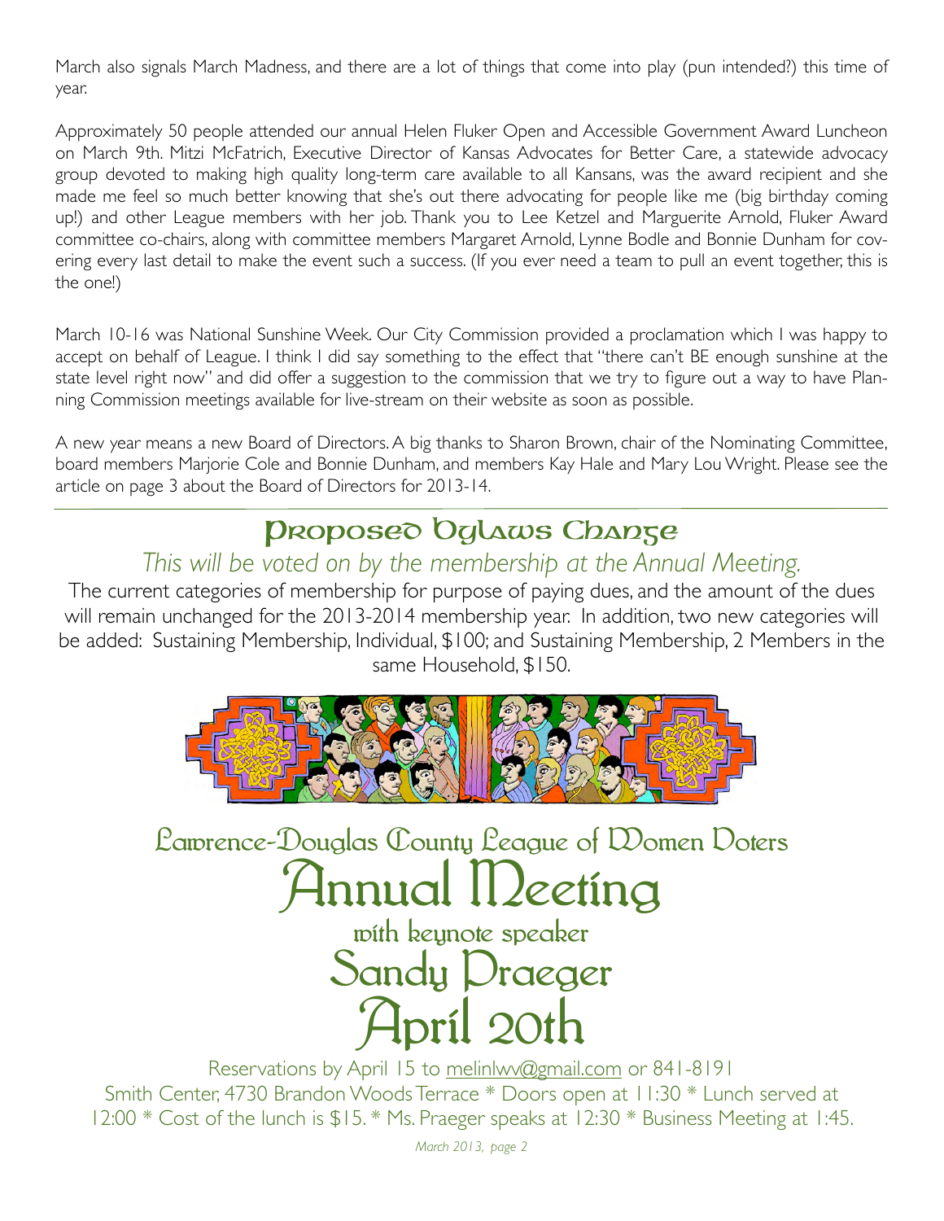March also signals March Madness, and there are a lot of things that come into play (pun intended?) this time of year.

Approximately 50 people attended our annual Helen Fluker Open and Accessible Government Award Luncheon on March 9th. Mitzi McFatrich, Executive Director of Kansas Advocates for Better Care, a statewide advocacy group devoted to making high quality long-term care available to all Kansans, was the award recipient and she made me feel so much better knowing that she's out there advocating for people like me (big birthday coming up!) and other League members with her job. Thank you to Lee Ketzel and Marguerite Arnold, Fluker Award committee co-chairs, along with committee members Margaret Arnold, Lynne Bodle and Bonnie Dunham for covering every last detail to make the event such a success. (If you ever need a team to pull an event together, this is the one!)

March 10-16 was National Sunshine Week. Our City Commission provided a proclamation which I was happy to accept on behalf of League. I think I did say something to the effect that "there can't BE enough sunshine at the state level right now" and did offer a suggestion to the commission that we try to figure out a way to have Planning Commission meetings available for live-stream on their website as soon as possible.

A new year means a new Board of Directors. A big thanks to Sharon Brown, chair of the Nominating Committee, board members Marjorie Cole and Bonnie Dunham, and members Kay Hale and Mary Lou Wright. Please see the article on page 3 about the Board of Directors for 2013-14.

## Proposed Bylaws Change

*This will be voted on by the membership at the Annual Meeting.*

The current categories of membership for purpose of paying dues, and the amount of the dues will remain unchanged for the 2013-2014 membership year. In addition, two new categories will be added: Sustaining Membership, Individual, $100; and Sustaining Membership, 2 Members in the same Household, $150.

## Lawrence-Douglas County League of Women Voters
# Annual Meeting
### with keynote speaker
## Sandy Praeger
## April 20th

Reservations by April 15 to melinlwv@gmail.com or 841-8191
Smith Center, 4730 Brandon Woods Terrace * Doors open at 11:30 * Lunch served at 12:00 * Cost of the lunch is $15. * Ms. Praeger speaks at 12:30 * Business Meeting at 1:45.

*March 2013, page 2*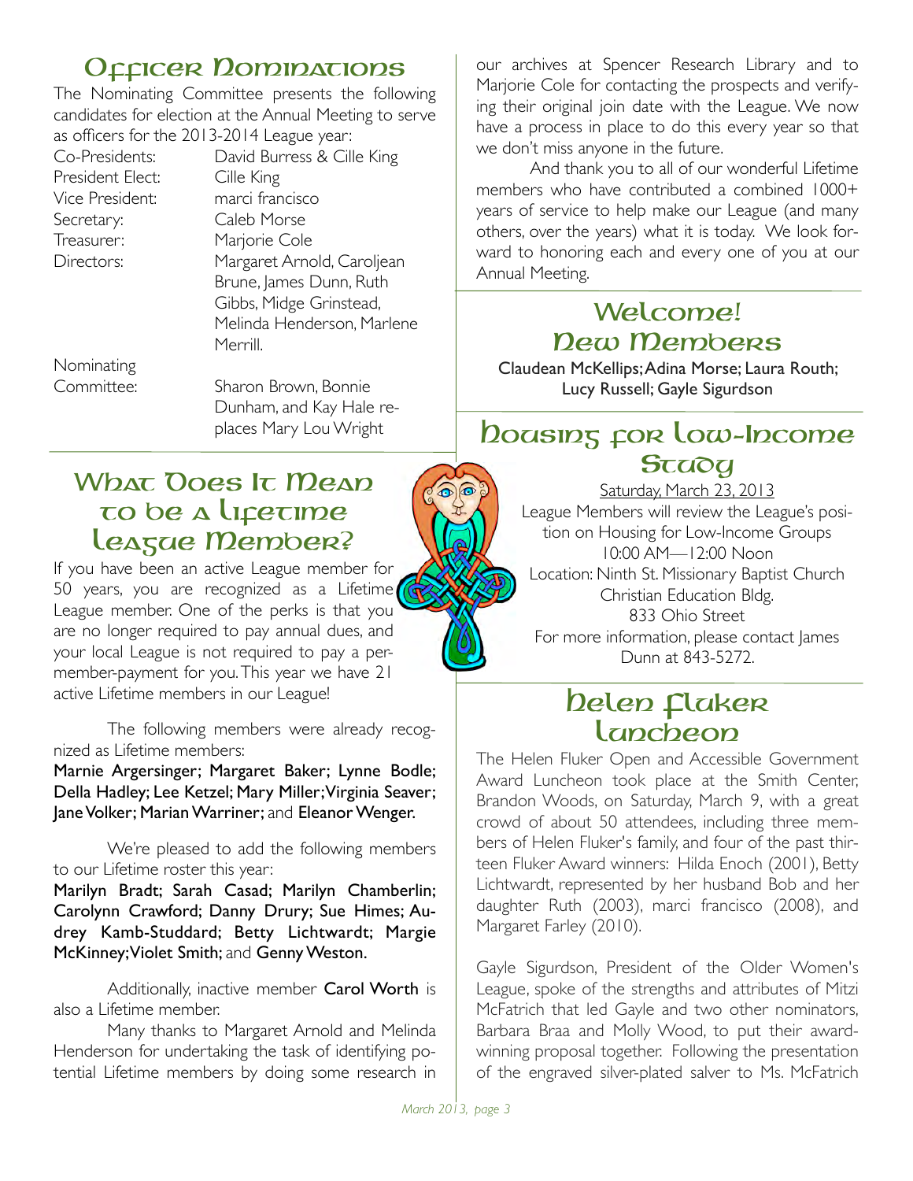## Officer Nominations

The Nominating Committee presents the following candidates for election at the Annual Meeting to serve as officers for the 2013-2014 League year:

| | |
|---|---|
| Co-Presidents: | David Burress & Cille King |
| President Elect: | Cille King |
| Vice President: | marci francisco |
| Secretary: | Caleb Morse |
| Treasurer: | Marjorie Cole |
| Directors: | Margaret Arnold, Caroljean Brune, James Dunn, Ruth Gibbs, Midge Grinstead, Melinda Henderson, Marlene Merrill. |
| Nominating Committee: | Sharon Brown, Bonnie Dunham, and Kay Hale replaces Mary Lou Wright |

## What Does It Mean to be a Lifetime League Member?

If you have been an active League member for 50 years, you are recognized as a Lifetime League member. One of the perks is that you are no longer required to pay annual dues, and your local League is not required to pay a per-member-payment for you. This year we have 21 active Lifetime members in our League!

The following members were already recognized as Lifetime members:

**Marnie Argersinger; Margaret Baker; Lynne Bodle; Della Hadley; Lee Ketzel; Mary Miller; Virginia Seaver; Jane Volker; Marian Warriner;** and **Eleanor Wenger.**

We're pleased to add the following members to our Lifetime roster this year:

**Marilyn Bradt; Sarah Casad; Marilyn Chamberlin; Carolynn Crawford; Danny Drury; Sue Himes; Audrey Kamb-Studdard; Betty Lichtwardt; Margie McKinney; Violet Smith;** and **Genny Weston.**

Additionally, inactive member **Carol Worth** is also a Lifetime member.

Many thanks to Margaret Arnold and Melinda Henderson for undertaking the task of identifying potential Lifetime members by doing some research in our archives at Spencer Research Library and to Marjorie Cole for contacting the prospects and verifying their original join date with the League. We now have a process in place to do this every year so that we don't miss anyone in the future.

And thank you to all of our wonderful Lifetime members who have contributed a combined 1000+ years of service to help make our League (and many others, over the years) what it is today. We look forward to honoring each and every one of you at our Annual Meeting.

## Welcome! New Members

Claudean McKellips; Adina Morse; Laura Routh; Lucy Russell; Gayle Sigurdson

## Housing for Low-Income Study

Saturday, March 23, 2013

League Members will review the League's position on Housing for Low-Income Groups

10:00 AM—12:00 Noon

Location: Ninth St. Missionary Baptist Church Christian Education Bldg.

833 Ohio Street

For more information, please contact James Dunn at 843-5272.

## Helen Fluker Luncheon

The Helen Fluker Open and Accessible Government Award Luncheon took place at the Smith Center, Brandon Woods, on Saturday, March 9, with a great crowd of about 50 attendees, including three members of Helen Fluker's family, and four of the past thirteen Fluker Award winners: Hilda Enoch (2001), Betty Lichtwardt, represented by her husband Bob and her daughter Ruth (2003), marci francisco (2008), and Margaret Farley (2010).

Gayle Sigurdson, President of the Older Women's League, spoke of the strengths and attributes of Mitzi McFatrich that led Gayle and two other nominators, Barbara Braa and Molly Wood, to put their award-winning proposal together. Following the presentation of the engraved silver-plated salver to Ms. McFatrich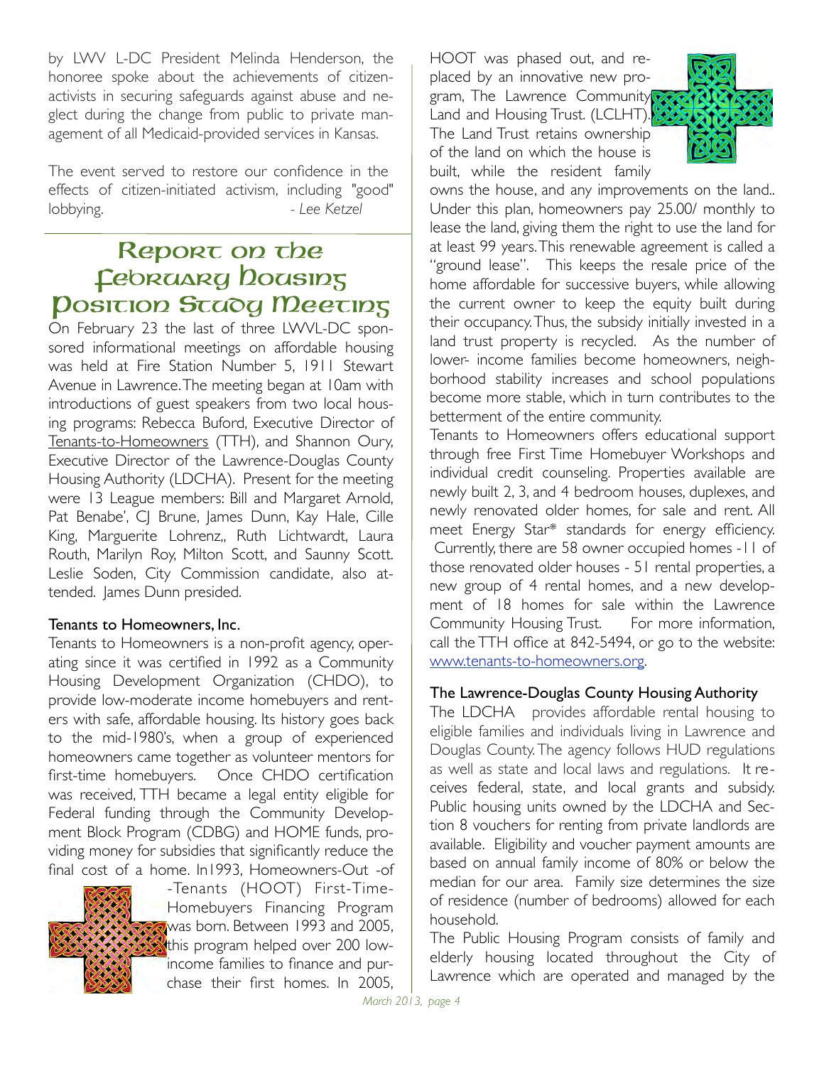by LWV L-DC President Melinda Henderson, the honoree spoke about the achievements of citizen-activists in securing safeguards against abuse and neglect during the change from public to private management of all Medicaid-provided services in Kansas.

The event served to restore our confidence in the effects of citizen-initiated activism, including "good" lobbying. *- Lee Ketzel*

## Report on the February Housing Position Study Meeting

On February 23 the last of three LWVL-DC sponsored informational meetings on affordable housing was held at Fire Station Number 5, 1911 Stewart Avenue in Lawrence. The meeting began at 10am with introductions of guest speakers from two local housing programs: Rebecca Buford, Executive Director of Tenants-to-Homeowners (TTH), and Shannon Oury, Executive Director of the Lawrence-Douglas County Housing Authority (LDCHA). Present for the meeting were 13 League members: Bill and Margaret Arnold, Pat Benabe', CJ Brune, James Dunn, Kay Hale, Cille King, Marguerite Lohrenz,, Ruth Lichtwardt, Laura Routh, Marilyn Roy, Milton Scott, and Saunny Scott. Leslie Soden, City Commission candidate, also attended. James Dunn presided.

### Tenants to Homeowners, Inc.

Tenants to Homeowners is a non-profit agency, operating since it was certified in 1992 as a Community Housing Development Organization (CHDO), to provide low-moderate income homebuyers and renters with safe, affordable housing. Its history goes back to the mid-1980's, when a group of experienced homeowners came together as volunteer mentors for first-time homebuyers. Once CHDO certification was received, TTH became a legal entity eligible for Federal funding through the Community Development Block Program (CDBG) and HOME funds, providing money for subsidies that significantly reduce the final cost of a home. In1993, Homeowners-Out -of -Tenants (HOOT) First-Time-Homebuyers Financing Program was born. Between 1993 and 2005, this program helped over 200 low-income families to finance and purchase their first homes. In 2005, HOOT was phased out, and replaced by an innovative new program, The Lawrence Community Land and Housing Trust. (LCLHT). The Land Trust retains ownership of the land on which the house is built, while the resident family owns the house, and any improvements on the land.. Under this plan, homeowners pay 25.00/ monthly to lease the land, giving them the right to use the land for at least 99 years. This renewable agreement is called a "ground lease". This keeps the resale price of the home affordable for successive buyers, while allowing the current owner to keep the equity built during their occupancy. Thus, the subsidy initially invested in a land trust property is recycled. As the number of lower- income families become homeowners, neighborhood stability increases and school populations become more stable, which in turn contributes to the betterment of the entire community.

Tenants to Homeowners offers educational support through free First Time Homebuyer Workshops and individual credit counseling. Properties available are newly built 2, 3, and 4 bedroom houses, duplexes, and newly renovated older homes, for sale and rent. All meet Energy Star* standards for energy efficiency. Currently, there are 58 owner occupied homes -11 of those renovated older houses - 51 rental properties, a new group of 4 rental homes, and a new development of 18 homes for sale within the Lawrence Community Housing Trust. For more information, call the TTH office at 842-5494, or go to the website: www.tenants-to-homeowners.org.

### The Lawrence-Douglas County Housing Authority

The LDCHA provides affordable rental housing to eligible families and individuals living in Lawrence and Douglas County. The agency follows HUD regulations as well as state and local laws and regulations. It receives federal, state, and local grants and subsidy. Public housing units owned by the LDCHA and Section 8 vouchers for renting from private landlords are available. Eligibility and voucher payment amounts are based on annual family income of 80% or below the median for our area. Family size determines the size of residence (number of bedrooms) allowed for each household.

The Public Housing Program consists of family and elderly housing located throughout the City of Lawrence which are operated and managed by the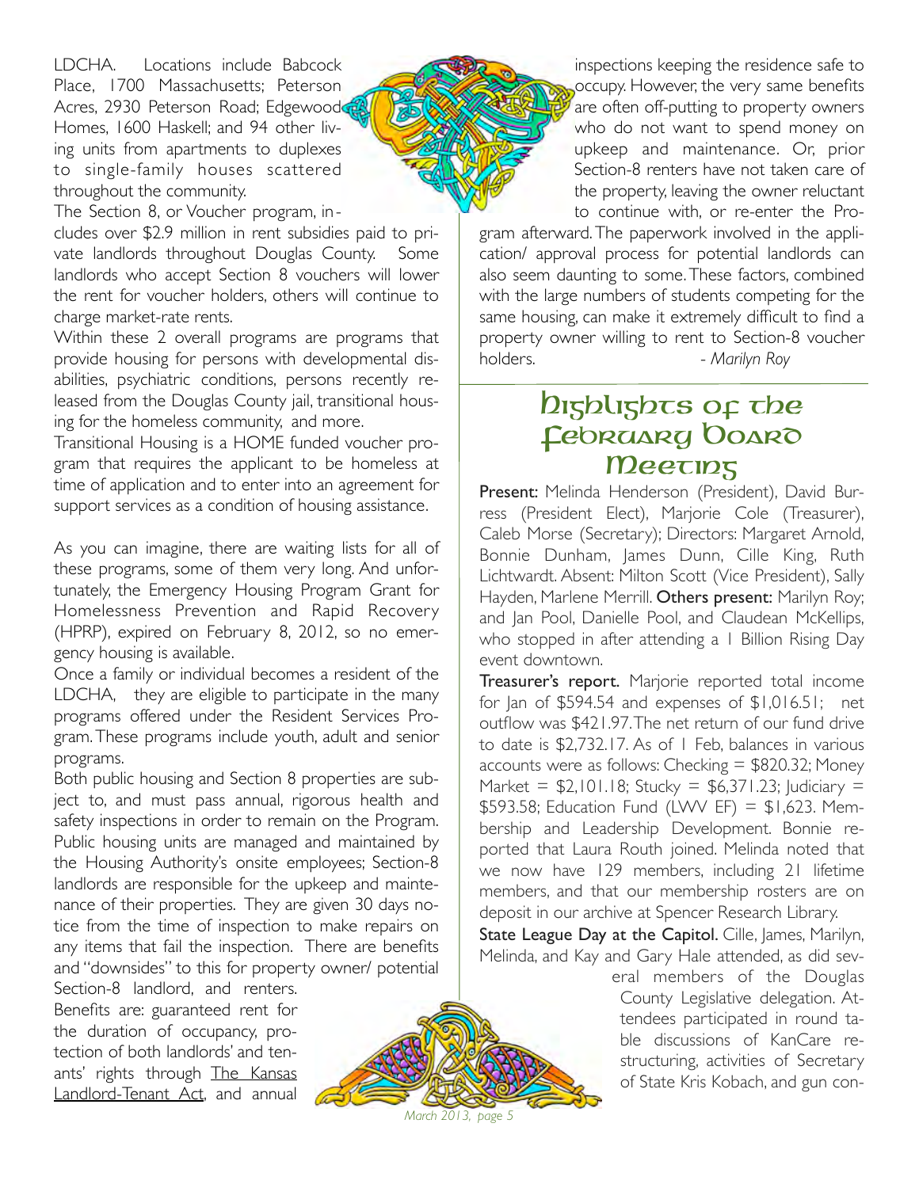LDCHA. Locations include Babcock Place, 1700 Massachusetts; Peterson Acres, 2930 Peterson Road; Edgewood Homes, 1600 Haskell; and 94 other living units from apartments to duplexes to single-family houses scattered throughout the community.

The Section 8, or Voucher program, includes over $2.9 million in rent subsidies paid to private landlords throughout Douglas County. Some landlords who accept Section 8 vouchers will lower the rent for voucher holders, others will continue to charge market-rate rents.

Within these 2 overall programs are programs that provide housing for persons with developmental disabilities, psychiatric conditions, persons recently released from the Douglas County jail, transitional housing for the homeless community, and more.

Transitional Housing is a HOME funded voucher program that requires the applicant to be homeless at time of application and to enter into an agreement for support services as a condition of housing assistance.

As you can imagine, there are waiting lists for all of these programs, some of them very long. And unfortunately, the Emergency Housing Program Grant for Homelessness Prevention and Rapid Recovery (HPRP), expired on February 8, 2012, so no emergency housing is available.

Once a family or individual becomes a resident of the LDCHA, they are eligible to participate in the many programs offered under the Resident Services Program. These programs include youth, adult and senior programs.

Both public housing and Section 8 properties are subject to, and must pass annual, rigorous health and safety inspections in order to remain on the Program. Public housing units are managed and maintained by the Housing Authority's onsite employees; Section-8 landlords are responsible for the upkeep and maintenance of their properties. They are given 30 days notice from the time of inspection to make repairs on any items that fail the inspection. There are benefits and "downsides" to this for property owner/ potential Section-8 landlord, and renters. Benefits are: guaranteed rent for the duration of occupancy, protection of both landlords' and tenants' rights through The Kansas Landlord-Tenant Act, and annual inspections keeping the residence safe to occupy. However, the very same benefits are often off-putting to property owners who do not want to spend money on upkeep and maintenance. Or, prior Section-8 renters have not taken care of the property, leaving the owner reluctant to continue with, or re-enter the Program afterward. The paperwork involved in the application/ approval process for potential landlords can also seem daunting to some. These factors, combined with the large numbers of students competing for the same housing, can make it extremely difficult to find a property owner willing to rent to Section-8 voucher holders. *- Marilyn Roy*

## Highlights of the February Board Meeting

**Present:** Melinda Henderson (President), David Burress (President Elect), Marjorie Cole (Treasurer), Caleb Morse (Secretary); Directors: Margaret Arnold, Bonnie Dunham, James Dunn, Cille King, Ruth Lichtwardt. Absent: Milton Scott (Vice President), Sally Hayden, Marlene Merrill. **Others present:** Marilyn Roy; and Jan Pool, Danielle Pool, and Claudean McKellips, who stopped in after attending a 1 Billion Rising Day event downtown.

**Treasurer's report.** Marjorie reported total income for Jan of $594.54 and expenses of $1,016.51; net outflow was $421.97. The net return of our fund drive to date is $2,732.17. As of 1 Feb, balances in various accounts were as follows: Checking = $820.32; Money Market = $2,101.18; Stucky = $6,371.23; Judiciary = $593.58; Education Fund (LWV EF) = $1,623. Membership and Leadership Development. Bonnie reported that Laura Routh joined. Melinda noted that we now have 129 members, including 21 lifetime members, and that our membership rosters are on deposit in our archive at Spencer Research Library.

**State League Day at the Capitol.** Cille, James, Marilyn, Melinda, and Kay and Gary Hale attended, as did several members of the Douglas County Legislative delegation. Attendees participated in round table discussions of KanCare restructuring, activities of Secretary of State Kris Kobach, and gun con-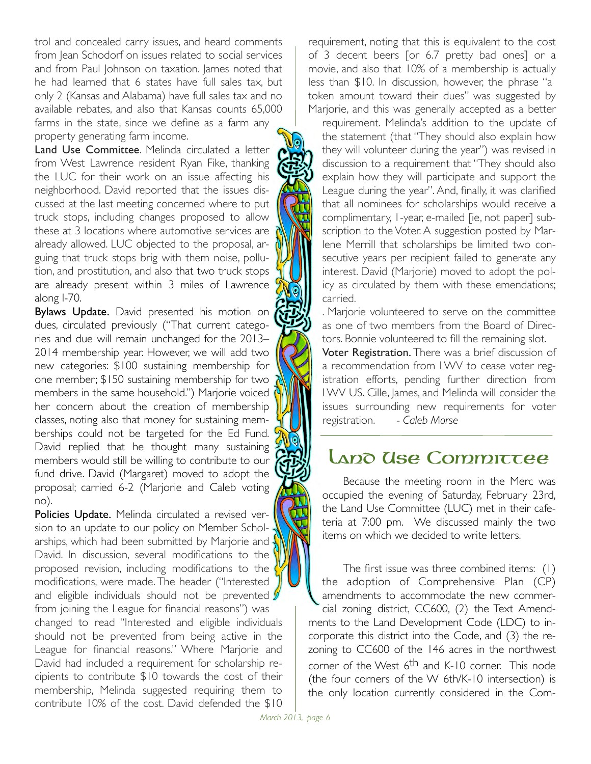trol and concealed carry issues, and heard comments from Jean Schodorf on issues related to social services and from Paul Johnson on taxation. James noted that he had learned that 6 states have full sales tax, but only 2 (Kansas and Alabama) have full sales tax and no available rebates, and also that Kansas counts 65,000 farms in the state, since we define as a farm any property generating farm income.

**Land Use Committee**. Melinda circulated a letter from West Lawrence resident Ryan Fike, thanking the LUC for their work on an issue affecting his neighborhood. David reported that the issues discussed at the last meeting concerned where to put truck stops, including changes proposed to allow these at 3 locations where automotive services are already allowed. LUC objected to the proposal, arguing that truck stops brig with them noise, pollution, and prostitution, and also that two truck stops are already present within 3 miles of Lawrence along I-70.

**Bylaws Update.** David presented his motion on dues, circulated previously ("That current categories and due will remain unchanged for the 2013–2014 membership year. However, we will add two new categories: $100 sustaining membership for one member; $150 sustaining membership for two members in the same household.") Marjorie voiced her concern about the creation of membership classes, noting also that money for sustaining memberships could not be targeted for the Ed Fund. David replied that he thought many sustaining members would still be willing to contribute to our fund drive. David (Margaret) moved to adopt the proposal; carried 6-2 (Marjorie and Caleb voting no).

**Policies Update.** Melinda circulated a revised version to an update to our policy on Member Scholarships, which had been submitted by Marjorie and David. In discussion, several modifications to the proposed revision, including modifications to the modifications, were made. The header ("Interested and eligible individuals should not be prevented from joining the League for financial reasons") was changed to read "Interested and eligible individuals should not be prevented from being active in the League for financial reasons." Where Marjorie and David had included a requirement for scholarship recipients to contribute $10 towards the cost of their membership, Melinda suggested requiring them to contribute 10% of the cost. David defended the $10 requirement, noting that this is equivalent to the cost of 3 decent beers [or 6.7 pretty bad ones] or a movie, and also that 10% of a membership is actually less than $10. In discussion, however, the phrase "a token amount toward their dues" was suggested by Marjorie, and this was generally accepted as a better requirement. Melinda's addition to the update of the statement (that "They should also explain how they will volunteer during the year") was revised in discussion to a requirement that "They should also explain how they will participate and support the League during the year". And, finally, it was clarified that all nominees for scholarships would receive a complimentary, 1-year, e-mailed [ie, not paper] subscription to the Voter. A suggestion posted by Marlene Merrill that scholarships be limited two consecutive years per recipient failed to generate any interest. David (Marjorie) moved to adopt the policy as circulated by them with these emendations; carried.

. Marjorie volunteered to serve on the committee as one of two members from the Board of Directors. Bonnie volunteered to fill the remaining slot.

**Voter Registration.** There was a brief discussion of a recommendation from LWV to cease voter registration efforts, pending further direction from LWV US. Cille, James, and Melinda will consider the issues surrounding new requirements for voter registration. - *Caleb Morse*

## Land Use Committee

Because the meeting room in the Merc was occupied the evening of Saturday, February 23rd, the Land Use Committee (LUC) met in their cafeteria at 7:00 pm. We discussed mainly the two items on which we decided to write letters.

The first issue was three combined items: (1) the adoption of Comprehensive Plan (CP) amendments to accommodate the new commercial zoning district, CC600, (2) the Text Amendments to the Land Development Code (LDC) to incorporate this district into the Code, and (3) the rezoning to CC600 of the 146 acres in the northwest corner of the West 6th and K-10 corner. This node (the four corners of the W 6th/K-10 intersection) is the only location currently considered in the Com-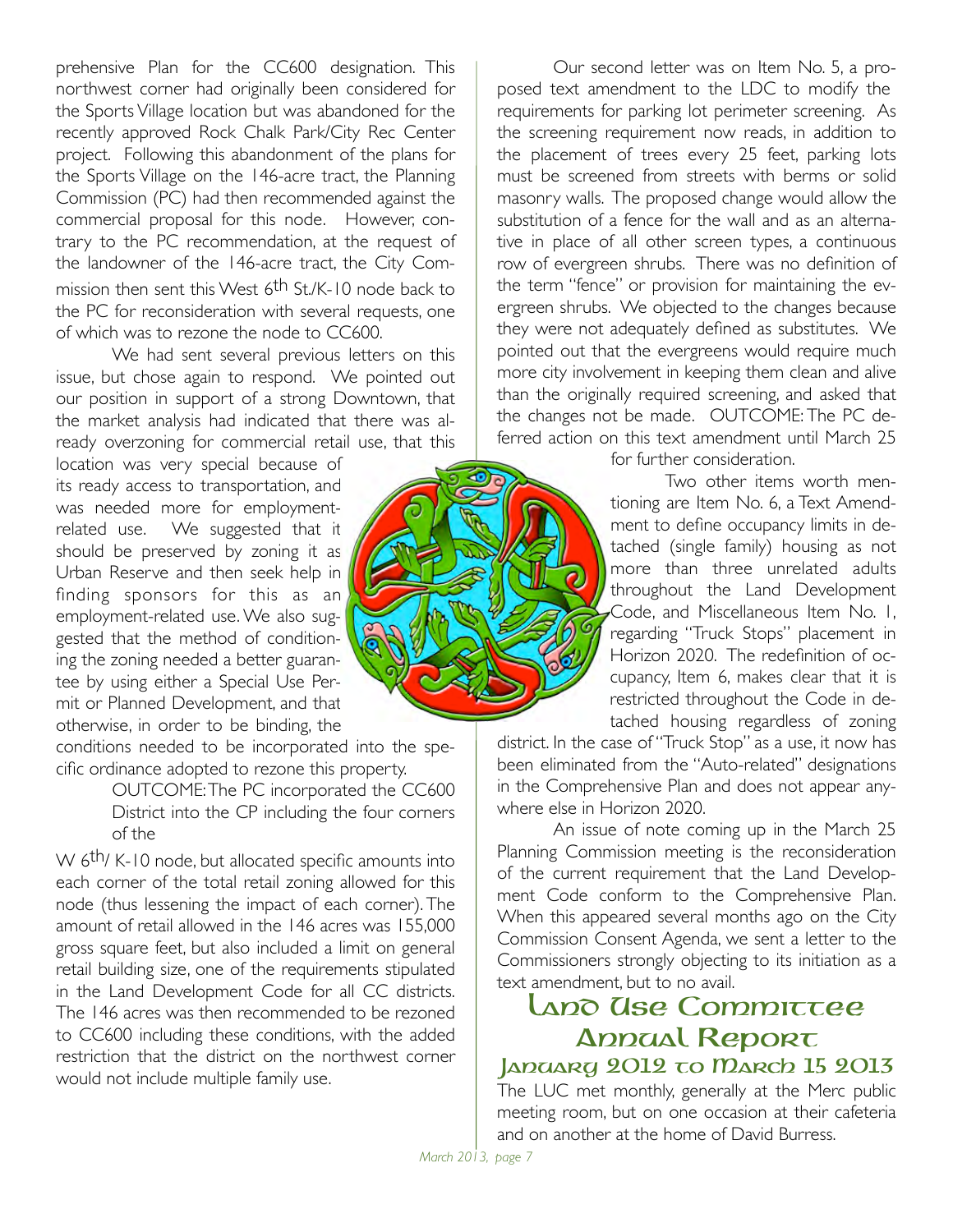prehensive Plan for the CC600 designation. This northwest corner had originally been considered for the Sports Village location but was abandoned for the recently approved Rock Chalk Park/City Rec Center project. Following this abandonment of the plans for the Sports Village on the 146-acre tract, the Planning Commission (PC) had then recommended against the commercial proposal for this node. However, contrary to the PC recommendation, at the request of the landowner of the 146-acre tract, the City Commission then sent this West 6th St./K-10 node back to the PC for reconsideration with several requests, one of which was to rezone the node to CC600.

We had sent several previous letters on this issue, but chose again to respond. We pointed out our position in support of a strong Downtown, that the market analysis had indicated that there was already overzoning for commercial retail use, that this location was very special because of its ready access to transportation, and was needed more for employment-related use. We suggested that it should be preserved by zoning it as Urban Reserve and then seek help in finding sponsors for this as an employment-related use. We also suggested that the method of conditioning the zoning needed a better guarantee by using either a Special Use Permit or Planned Development, and that otherwise, in order to be binding, the conditions needed to be incorporated into the specific ordinance adopted to rezone this property.

OUTCOME: The PC incorporated the CC600 District into the CP including the four corners of the W 6th/ K-10 node, but allocated specific amounts into each corner of the total retail zoning allowed for this node (thus lessening the impact of each corner). The amount of retail allowed in the 146 acres was 155,000 gross square feet, but also included a limit on general retail building size, one of the requirements stipulated in the Land Development Code for all CC districts. The 146 acres was then recommended to be rezoned to CC600 including these conditions, with the added restriction that the district on the northwest corner would not include multiple family use.

Our second letter was on Item No. 5, a proposed text amendment to the LDC to modify the requirements for parking lot perimeter screening. As the screening requirement now reads, in addition to the placement of trees every 25 feet, parking lots must be screened from streets with berms or solid masonry walls. The proposed change would allow the substitution of a fence for the wall and as an alternative in place of all other screen types, a continuous row of evergreen shrubs. There was no definition of the term "fence" or provision for maintaining the evergreen shrubs. We objected to the changes because they were not adequately defined as substitutes. We pointed out that the evergreens would require much more city involvement in keeping them clean and alive than the originally required screening, and asked that the changes not be made. OUTCOME: The PC deferred action on this text amendment until March 25 for further consideration.

Two other items worth mentioning are Item No. 6, a Text Amendment to define occupancy limits in detached (single family) housing as not more than three unrelated adults throughout the Land Development Code, and Miscellaneous Item No. 1, regarding "Truck Stops" placement in Horizon 2020. The redefinition of occupancy, Item 6, makes clear that it is restricted throughout the Code in detached housing regardless of zoning district. In the case of "Truck Stop" as a use, it now has been eliminated from the "Auto-related" designations in the Comprehensive Plan and does not appear anywhere else in Horizon 2020.

An issue of note coming up in the March 25 Planning Commission meeting is the reconsideration of the current requirement that the Land Development Code conform to the Comprehensive Plan. When this appeared several months ago on the City Commission Consent Agenda, we sent a letter to the Commissioners strongly objecting to its initiation as a text amendment, but to no avail.

## Land Use Committee Annual Report
### January 2012 to March 15 2013

The LUC met monthly, generally at the Merc public meeting room, but on one occasion at their cafeteria and on another at the home of David Burress.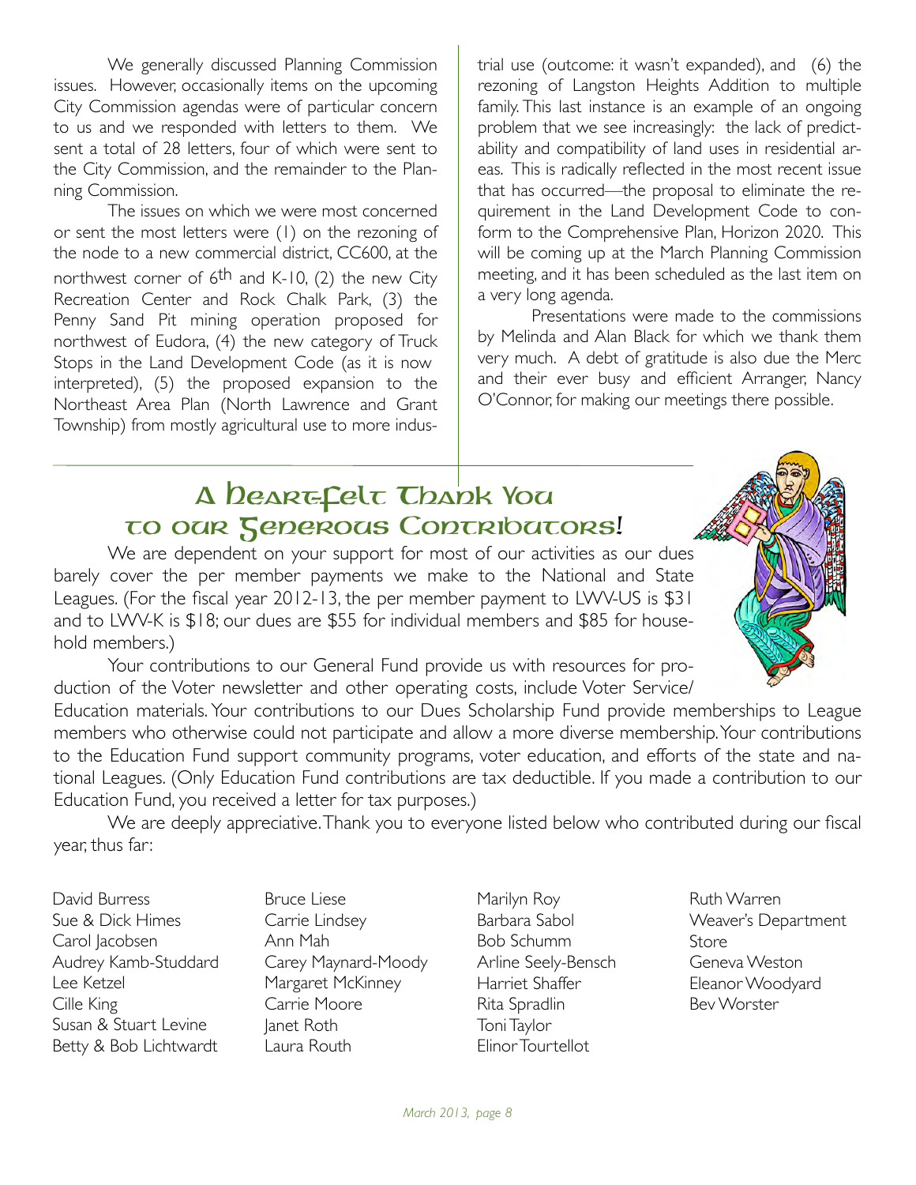We generally discussed Planning Commission issues. However, occasionally items on the upcoming City Commission agendas were of particular concern to us and we responded with letters to them. We sent a total of 28 letters, four of which were sent to the City Commission, and the remainder to the Planning Commission.

The issues on which we were most concerned or sent the most letters were (1) on the rezoning of the node to a new commercial district, CC600, at the northwest corner of 6th and K-10, (2) the new City Recreation Center and Rock Chalk Park, (3) the Penny Sand Pit mining operation proposed for northwest of Eudora, (4) the new category of Truck Stops in the Land Development Code (as it is now interpreted), (5) the proposed expansion to the Northeast Area Plan (North Lawrence and Grant Township) from mostly agricultural use to more industrial use (outcome: it wasn't expanded), and (6) the rezoning of Langston Heights Addition to multiple family. This last instance is an example of an ongoing problem that we see increasingly: the lack of predictability and compatibility of land uses in residential areas. This is radically reflected in the most recent issue that has occurred—the proposal to eliminate the requirement in the Land Development Code to conform to the Comprehensive Plan, Horizon 2020. This will be coming up at the March Planning Commission meeting, and it has been scheduled as the last item on a very long agenda.

Presentations were made to the commissions by Melinda and Alan Black for which we thank them very much. A debt of gratitude is also due the Merc and their ever busy and efficient Arranger, Nancy O'Connor, for making our meetings there possible.

## A Heartfelt Thank You to our Generous Contributors!

We are dependent on your support for most of our activities as our dues barely cover the per member payments we make to the National and State Leagues. (For the fiscal year 2012-13, the per member payment to LWV-US is $31 and to LWV-K is $18; our dues are $55 for individual members and $85 for household members.)

Your contributions to our General Fund provide us with resources for production of the Voter newsletter and other operating costs, include Voter Service/Education materials. Your contributions to our Dues Scholarship Fund provide memberships to League members who otherwise could not participate and allow a more diverse membership. Your contributions to the Education Fund support community programs, voter education, and efforts of the state and national Leagues. (Only Education Fund contributions are tax deductible. If you made a contribution to our Education Fund, you received a letter for tax purposes.)

We are deeply appreciative. Thank you to everyone listed below who contributed during our fiscal year, thus far:

David Burress
Sue & Dick Himes
Carol Jacobsen
Audrey Kamb-Studdard
Lee Ketzel
Cille King
Susan & Stuart Levine
Betty & Bob Lichtwardt
Bruce Liese
Carrie Lindsey
Ann Mah
Carey Maynard-Moody
Margaret McKinney
Carrie Moore
Janet Roth
Laura Routh
Marilyn Roy
Barbara Sabol
Bob Schumm
Arline Seely-Bensch
Harriet Shaffer
Rita Spradlin
Toni Taylor
Elinor Tourtellot
Ruth Warren
Weaver's Department Store
Geneva Weston
Eleanor Woodyard
Bev Worster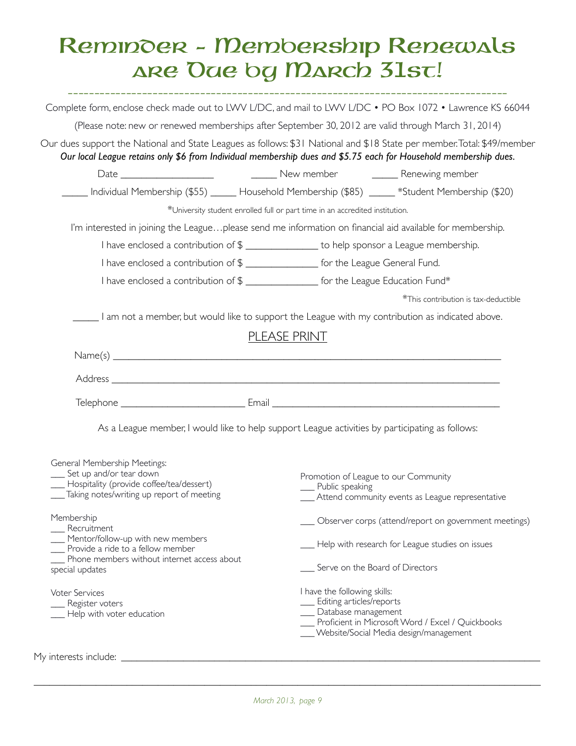# Reminder - Membership Renewals are Due by March 31st!

Complete form, enclose check made out to LWV L/DC, and mail to LWV L/DC • PO Box 1072 • Lawrence KS 66044

(Please note: new or renewed memberships after September 30, 2012 are valid through March 31, 2014)

Our dues support the National and State Leagues as follows: $31 National and $18 State per member. Total: $49/member
***Our local League retains only $6 from Individual membership dues and $5.75 each for Household membership dues.***

Date __________________ _____ New member _____ Renewing member

_____ Individual Membership ($55) _____ Household Membership ($85) _____ *Student Membership ($20)

*University student enrolled full or part time in an accredited institution.

I'm interested in joining the League…please send me information on financial aid available for membership.

I have enclosed a contribution of $ ______________ to help sponsor a League membership.

I have enclosed a contribution of $ ______________ for the League General Fund.

I have enclosed a contribution of $ ______________ for the League Education Fund*

*This contribution is tax-deductible

_____ I am not a member, but would like to support the League with my contribution as indicated above.

PLEASE PRINT

Name(s) ________________________________________________________________________

Address ________________________________________________________________________

Telephone ________________________ Email ____________________________________________

As a League member, I would like to help support League activities by participating as follows:

General Membership Meetings:
___ Set up and/or tear down
___ Hospitality (provide coffee/tea/dessert)
___ Taking notes/writing up report of meeting

Membership
___ Recruitment
___ Mentor/follow-up with new members
___ Provide a ride to a fellow member
___ Phone members without internet access about special updates

Voter Services
___ Register voters
___ Help with voter education

Promotion of League to our Community
___ Public speaking
___ Attend community events as League representative

___ Observer corps (attend/report on government meetings)

___ Help with research for League studies on issues

___ Serve on the Board of Directors

I have the following skills:
___ Editing articles/reports
___ Database management
___ Proficient in Microsoft Word / Excel / Quickbooks
___ Website/Social Media design/management

My interests include: ____________________________________________________________________

________________________________________________________________________________________